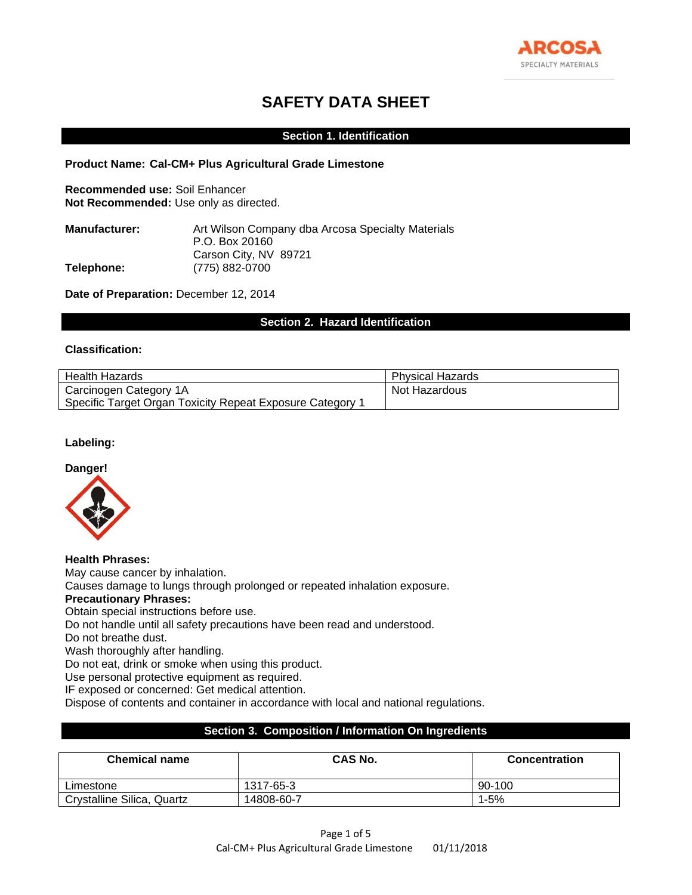ARCOSA
SPECIALTY MATERIALS

# SAFETY DATA SHEET

## Section 1. Identification

**Product Name: Cal-CM+ Plus Agricultural Grade Limestone**

**Recommended use:** Soil Enhancer
**Not Recommended:** Use only as directed.

**Manufacturer:** Art Wilson Company dba Arcosa Specialty Materials
P.O. Box 20160
Carson City, NV 89721
**Telephone:** (775) 882-0700

**Date of Preparation:** December 12, 2014

## Section 2. Hazard Identification

**Classification:**

| Health Hazards | Physical Hazards |
|---|---|
| Carcinogen Category 1A<br>Specific Target Organ Toxicity Repeat Exposure Category 1 | Not Hazardous |

**Labeling:**

**Danger!**

**Health Phrases:**
May cause cancer by inhalation.
Causes damage to lungs through prolonged or repeated inhalation exposure.
**Precautionary Phrases:**
Obtain special instructions before use.
Do not handle until all safety precautions have been read and understood.
Do not breathe dust.
Wash thoroughly after handling.
Do not eat, drink or smoke when using this product.
Use personal protective equipment as required.
IF exposed or concerned: Get medical attention.
Dispose of contents and container in accordance with local and national regulations.

## Section 3. Composition / Information On Ingredients

| Chemical name | CAS No. | Concentration |
|---|---|---|
| Limestone | 1317-65-3 | 90-100 |
| Crystalline Silica, Quartz | 14808-60-7 | 1-5% |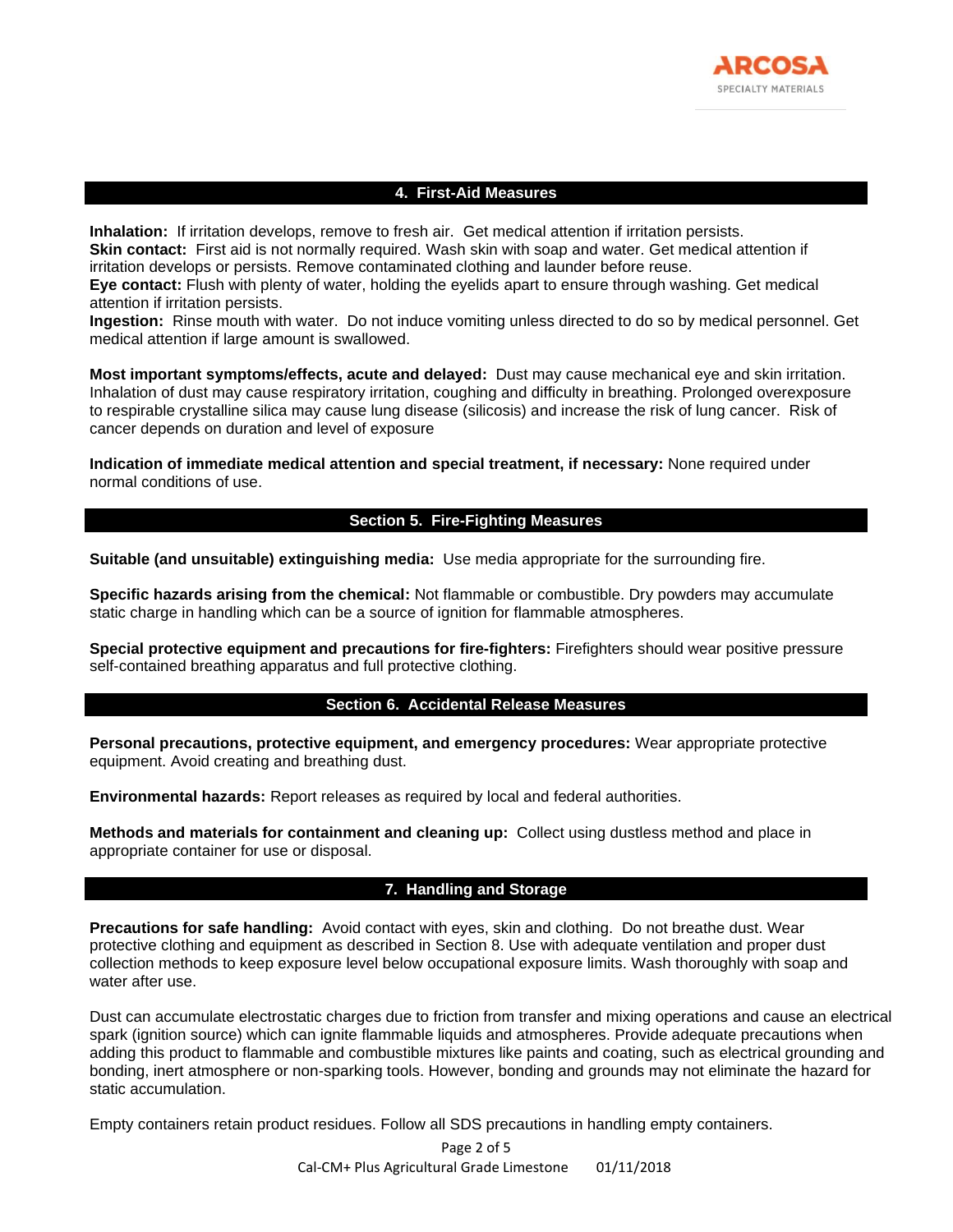## 4. First-Aid Measures

**Inhalation:** If irritation develops, remove to fresh air. Get medical attention if irritation persists.
**Skin contact:** First aid is not normally required. Wash skin with soap and water. Get medical attention if irritation develops or persists. Remove contaminated clothing and launder before reuse.
**Eye contact:** Flush with plenty of water, holding the eyelids apart to ensure through washing. Get medical attention if irritation persists.
**Ingestion:** Rinse mouth with water. Do not induce vomiting unless directed to do so by medical personnel. Get medical attention if large amount is swallowed.

**Most important symptoms/effects, acute and delayed:** Dust may cause mechanical eye and skin irritation. Inhalation of dust may cause respiratory irritation, coughing and difficulty in breathing. Prolonged overexposure to respirable crystalline silica may cause lung disease (silicosis) and increase the risk of lung cancer. Risk of cancer depends on duration and level of exposure

**Indication of immediate medical attention and special treatment, if necessary:** None required under normal conditions of use.

## Section 5. Fire-Fighting Measures

**Suitable (and unsuitable) extinguishing media:** Use media appropriate for the surrounding fire.

**Specific hazards arising from the chemical:** Not flammable or combustible. Dry powders may accumulate static charge in handling which can be a source of ignition for flammable atmospheres.

**Special protective equipment and precautions for fire-fighters:** Firefighters should wear positive pressure self-contained breathing apparatus and full protective clothing.

## Section 6. Accidental Release Measures

**Personal precautions, protective equipment, and emergency procedures:** Wear appropriate protective equipment. Avoid creating and breathing dust.

**Environmental hazards:** Report releases as required by local and federal authorities.

**Methods and materials for containment and cleaning up:** Collect using dustless method and place in appropriate container for use or disposal.

## 7. Handling and Storage

**Precautions for safe handling:** Avoid contact with eyes, skin and clothing. Do not breathe dust. Wear protective clothing and equipment as described in Section 8. Use with adequate ventilation and proper dust collection methods to keep exposure level below occupational exposure limits. Wash thoroughly with soap and water after use.

Dust can accumulate electrostatic charges due to friction from transfer and mixing operations and cause an electrical spark (ignition source) which can ignite flammable liquids and atmospheres. Provide adequate precautions when adding this product to flammable and combustible mixtures like paints and coating, such as electrical grounding and bonding, inert atmosphere or non-sparking tools. However, bonding and grounds may not eliminate the hazard for static accumulation.

Empty containers retain product residues. Follow all SDS precautions in handling empty containers.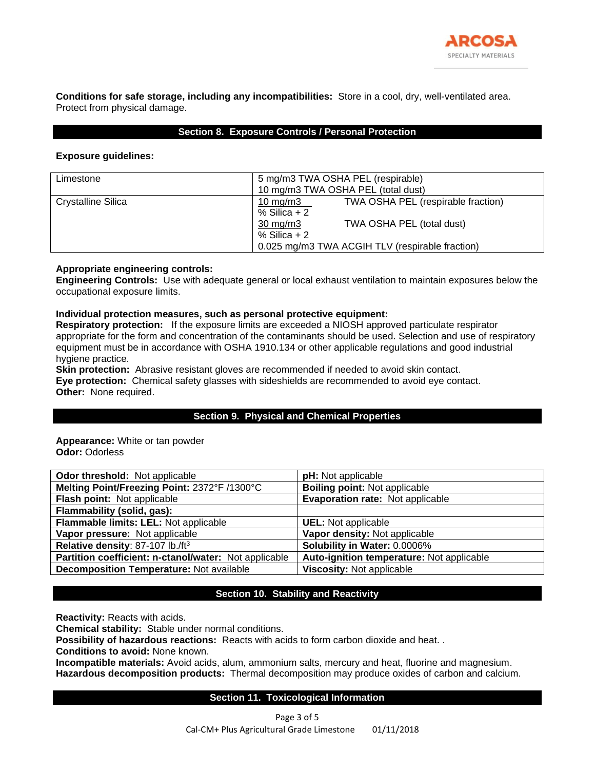**Conditions for safe storage, including any incompatibilities:** Store in a cool, dry, well-ventilated area. Protect from physical damage.

## Section 8. Exposure Controls / Personal Protection

**Exposure guidelines:**

| Limestone | 5 mg/m3 TWA OSHA PEL (respirable)<br>10 mg/m3 TWA OSHA PEL (total dust) |
|---|---|
| Crystalline Silica | $\frac{10\ mg/m3}{\%\ Silica + 2}$ TWA OSHA PEL (respirable fraction)<br>$\frac{30\ mg/m3}{\%\ Silica + 2}$ TWA OSHA PEL (total dust)<br>0.025 mg/m3 TWA ACGIH TLV (respirable fraction) |

**Appropriate engineering controls:**
**Engineering Controls:** Use with adequate general or local exhaust ventilation to maintain exposures below the occupational exposure limits.

**Individual protection measures, such as personal protective equipment:**
**Respiratory protection:** If the exposure limits are exceeded a NIOSH approved particulate respirator appropriate for the form and concentration of the contaminants should be used. Selection and use of respiratory equipment must be in accordance with OSHA 1910.134 or other applicable regulations and good industrial hygiene practice.
**Skin protection:** Abrasive resistant gloves are recommended if needed to avoid skin contact.
**Eye protection:** Chemical safety glasses with sideshields are recommended to avoid eye contact.
**Other:** None required.

## Section 9. Physical and Chemical Properties

**Appearance:** White or tan powder
**Odor:** Odorless

| **Odor threshold:** Not applicable | **pH:** Not applicable |
|---|---|
| **Melting Point/Freezing Point:** 2372°F /1300°C | **Boiling point:** Not applicable |
| **Flash point:** Not applicable | **Evaporation rate:** Not applicable |
| **Flammability (solid, gas):** | |
| **Flammable limits: LEL:** Not applicable | **UEL:** Not applicable |
| **Vapor pressure:** Not applicable | **Vapor density:** Not applicable |
| **Relative density**: 87-107 lb./ft$^3$ | **Solubility in Water:** 0.0006% |
| **Partition coefficient: n-ctanol/water:** Not applicable | **Auto-ignition temperature:** Not applicable |
| **Decomposition Temperature:** Not available | **Viscosity:** Not applicable |

## Section 10. Stability and Reactivity

**Reactivity:** Reacts with acids.
**Chemical stability:** Stable under normal conditions.
**Possibility of hazardous reactions:** Reacts with acids to form carbon dioxide and heat. .
**Conditions to avoid:** None known.
**Incompatible materials:** Avoid acids, alum, ammonium salts, mercury and heat, fluorine and magnesium.
**Hazardous decomposition products:** Thermal decomposition may produce oxides of carbon and calcium.

## Section 11. Toxicological Information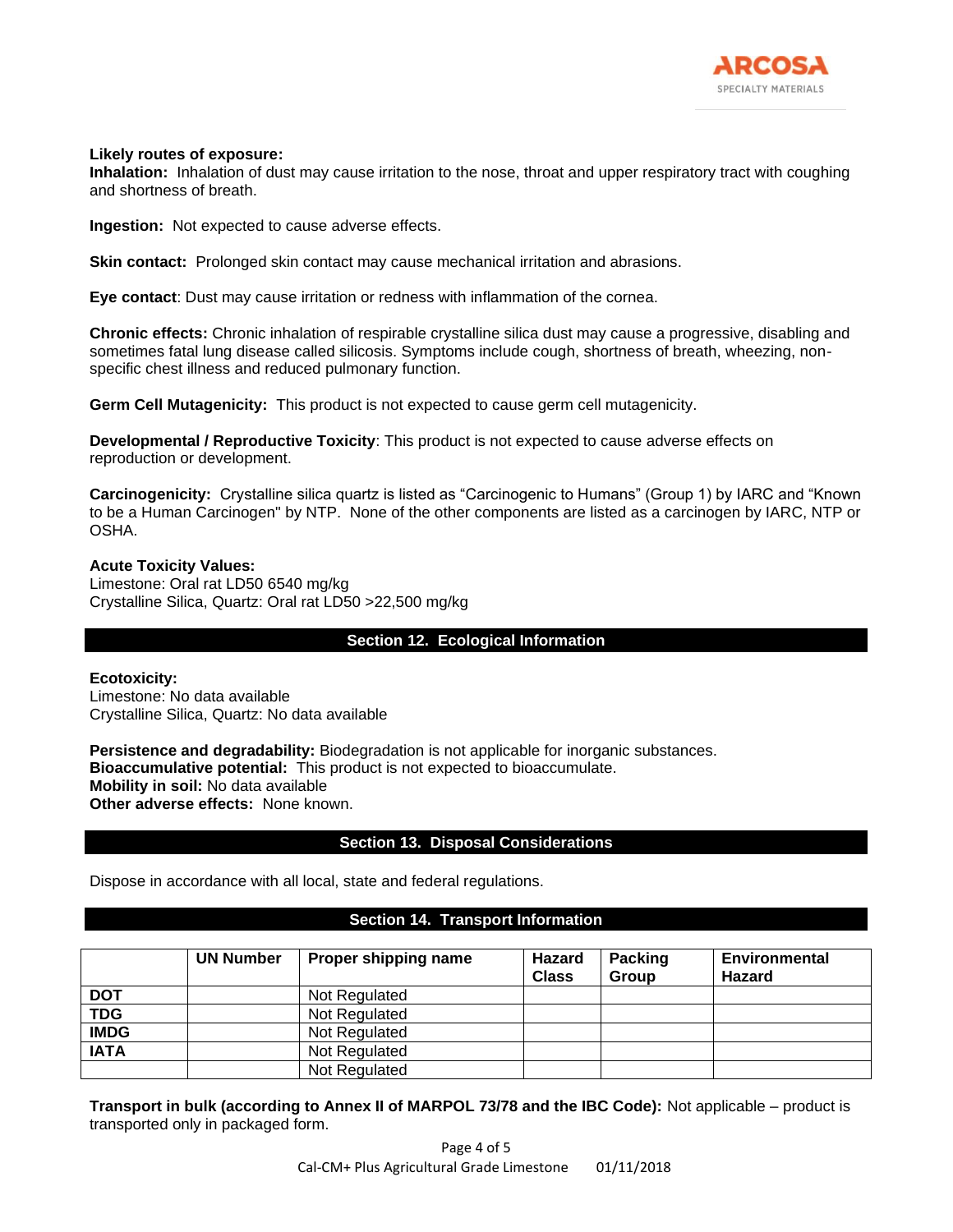**Likely routes of exposure:**

**Inhalation:** Inhalation of dust may cause irritation to the nose, throat and upper respiratory tract with coughing and shortness of breath.

**Ingestion:** Not expected to cause adverse effects.

**Skin contact:** Prolonged skin contact may cause mechanical irritation and abrasions.

**Eye contact**: Dust may cause irritation or redness with inflammation of the cornea.

**Chronic effects:** Chronic inhalation of respirable crystalline silica dust may cause a progressive, disabling and sometimes fatal lung disease called silicosis. Symptoms include cough, shortness of breath, wheezing, non-specific chest illness and reduced pulmonary function.

**Germ Cell Mutagenicity:** This product is not expected to cause germ cell mutagenicity.

**Developmental / Reproductive Toxicity**: This product is not expected to cause adverse effects on reproduction or development.

**Carcinogenicity:** Crystalline silica quartz is listed as "Carcinogenic to Humans" (Group 1) by IARC and "Known to be a Human Carcinogen" by NTP. None of the other components are listed as a carcinogen by IARC, NTP or OSHA.

**Acute Toxicity Values:**
Limestone: Oral rat LD50 6540 mg/kg
Crystalline Silica, Quartz: Oral rat LD50 >22,500 mg/kg

## Section 12. Ecological Information

**Ecotoxicity:**
Limestone: No data available
Crystalline Silica, Quartz: No data available

**Persistence and degradability:** Biodegradation is not applicable for inorganic substances.
**Bioaccumulative potential:** This product is not expected to bioaccumulate.
**Mobility in soil:** No data available
**Other adverse effects:** None known.

## Section 13. Disposal Considerations

Dispose in accordance with all local, state and federal regulations.

## Section 14. Transport Information

| | UN Number | Proper shipping name | Hazard Class | Packing Group | Environmental Hazard |
|---|---|---|---|---|---|
| **DOT** | | Not Regulated | | | |
| **TDG** | | Not Regulated | | | |
| **IMDG** | | Not Regulated | | | |
| **IATA** | | Not Regulated | | | |
| | | Not Regulated | | | |

**Transport in bulk (according to Annex II of MARPOL 73/78 and the IBC Code):** Not applicable – product is transported only in packaged form.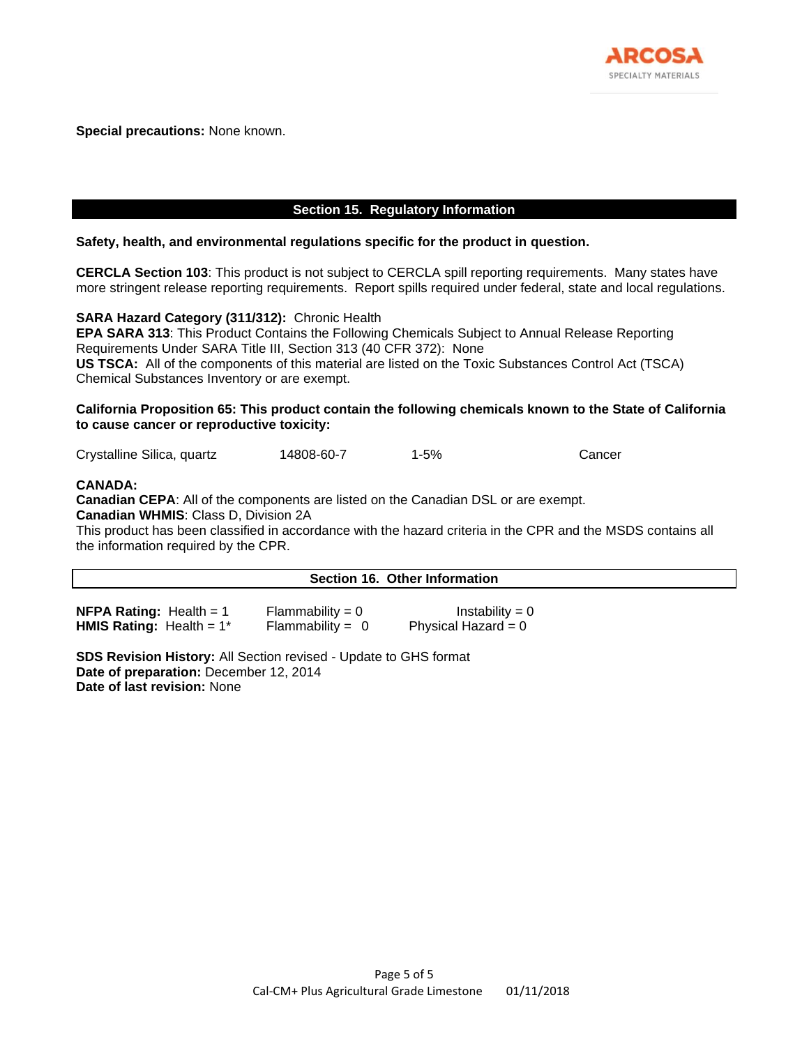**Special precautions:** None known.

## Section 15. Regulatory Information

**Safety, health, and environmental regulations specific for the product in question.**

**CERCLA Section 103**: This product is not subject to CERCLA spill reporting requirements. Many states have more stringent release reporting requirements. Report spills required under federal, state and local regulations.

**SARA Hazard Category (311/312):** Chronic Health
**EPA SARA 313**: This Product Contains the Following Chemicals Subject to Annual Release Reporting Requirements Under SARA Title III, Section 313 (40 CFR 372): None
**US TSCA:** All of the components of this material are listed on the Toxic Substances Control Act (TSCA) Chemical Substances Inventory or are exempt.

**California Proposition 65: This product contain the following chemicals known to the State of California to cause cancer or reproductive toxicity:**

| | | | |
|---|---|---|---|
| Crystalline Silica, quartz | 14808-60-7 | 1-5% | Cancer |

**CANADA:**
**Canadian CEPA**: All of the components are listed on the Canadian DSL or are exempt.
**Canadian WHMIS**: Class D, Division 2A
This product has been classified in accordance with the hazard criteria in the CPR and the MSDS contains all the information required by the CPR.

## Section 16. Other Information

| | | | |
|---|---|---|---|
| **NFPA Rating:** | Health = 1 | Flammability = 0 | Instability = 0 |
| **HMIS Rating:** | Health = 1* | Flammability = 0 | Physical Hazard = 0 |

**SDS Revision History:** All Section revised - Update to GHS format
**Date of preparation:** December 12, 2014
**Date of last revision:** None